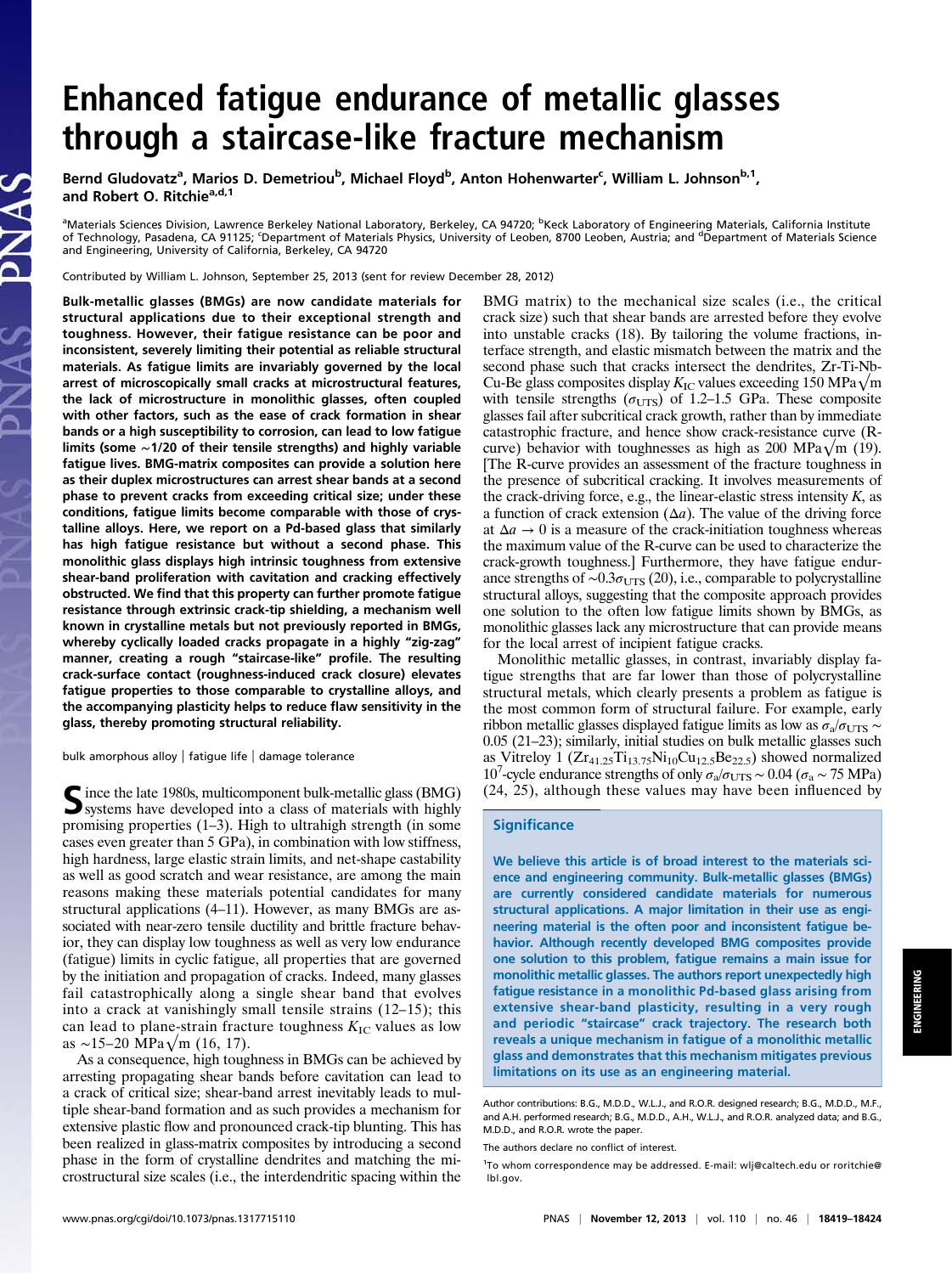# Enhanced fatigue endurance of metallic glasses through a staircase-like fracture mechanism

Bernd Gludovatz[a], Marios D. Demetriou[b], Michael Floyd[b], Anton Hohenwarter[c], William L. Johnson[b,1], and Robert O. Ritchie[a,d,1]

[a]Materials Sciences Division, Lawrence Berkeley National Laboratory, Berkeley, CA 94720; [b]Keck Laboratory of Engineering Materials, California Institute of Technology, Pasadena, CA 91125; [c]Department of Materials Physics, University of Leoben, 8700 Leoben, Austria; and [d]Department of Materials Science and Engineering, University of California, Berkeley, CA 94720

Contributed by William L. Johnson, September 25, 2013 (sent for review December 28, 2012)

**Bulk-metallic glasses (BMGs) are now candidate materials for structural applications due to their exceptional strength and toughness. However, their fatigue resistance can be poor and inconsistent, severely limiting their potential as reliable structural materials. As fatigue limits are invariably governed by the local arrest of microscopically small cracks at microstructural features, the lack of microstructure in monolithic glasses, often coupled with other factors, such as the ease of crack formation in shear bands or a high susceptibility to corrosion, can lead to low fatigue limits (some ∼1/20 of their tensile strengths) and highly variable fatigue lives. BMG-matrix composites can provide a solution here as their duplex microstructures can arrest shear bands at a second phase to prevent cracks from exceeding critical size; under these conditions, fatigue limits become comparable with those of crystalline alloys. Here, we report on a Pd-based glass that similarly has high fatigue resistance but without a second phase. This monolithic glass displays high intrinsic toughness from extensive shear-band proliferation with cavitation and cracking effectively obstructed. We find that this property can further promote fatigue resistance through extrinsic crack-tip shielding, a mechanism well known in crystalline metals but not previously reported in BMGs, whereby cyclically loaded cracks propagate in a highly "zig-zag" manner, creating a rough "staircase-like" profile. The resulting crack-surface contact (roughness-induced crack closure) elevates fatigue properties to those comparable to crystalline alloys, and the accompanying plasticity helps to reduce flaw sensitivity in the glass, thereby promoting structural reliability.**

bulk amorphous alloy | fatigue life | damage tolerance

Since the late 1980s, multicomponent bulk-metallic glass (BMG) systems have developed into a class of materials with highly promising properties (1–3). High to ultrahigh strength (in some cases even greater than 5 GPa), in combination with low stiffness, high hardness, large elastic strain limits, and net-shape castability as well as good scratch and wear resistance, are among the main reasons making these materials potential candidates for many structural applications (4–11). However, as many BMGs are associated with near-zero tensile ductility and brittle fracture behavior, they can display low toughness as well as very low endurance (fatigue) limits in cyclic fatigue, all properties that are governed by the initiation and propagation of cracks. Indeed, many glasses fail catastrophically along a single shear band that evolves into a crack at vanishingly small tensile strains (12–15); this can lead to plane-strain fracture toughness $K_{IC}$ values as low as ∼15–20 $\mathrm{MPa}\sqrt{\mathrm{m}}$ (16, 17).

As a consequence, high toughness in BMGs can be achieved by arresting propagating shear bands before cavitation can lead to a crack of critical size; shear-band arrest inevitably leads to multiple shear-band formation and as such provides a mechanism for extensive plastic flow and pronounced crack-tip blunting. This has been realized in glass-matrix composites by introducing a second phase in the form of crystalline dendrites and matching the microstructural size scales (i.e., the interdendritic spacing within the BMG matrix) to the mechanical size scales (i.e., the critical crack size) such that shear bands are arrested before they evolve into unstable cracks (18). By tailoring the volume fractions, interface strength, and elastic mismatch between the matrix and the second phase such that cracks intersect the dendrites, Zr-Ti-Nb-Cu-Be glass composites display $K_{IC}$ values exceeding 150 $\mathrm{MPa}\sqrt{\mathrm{m}}$ with tensile strengths ($\sigma_{UTS}$) of 1.2–1.5 GPa. These composite glasses fail after subcritical crack growth, rather than by immediate catastrophic fracture, and hence show crack-resistance curve (R-curve) behavior with toughnesses as high as 200 $\mathrm{MPa}\sqrt{\mathrm{m}}$ (19). [The R-curve provides an assessment of the fracture toughness in the presence of subcritical cracking. It involves measurements of the crack-driving force, e.g., the linear-elastic stress intensity $K$, as a function of crack extension ($\Delta a$). The value of the driving force at $\Delta a \to 0$ is a measure of the crack-initiation toughness whereas the maximum value of the R-curve can be used to characterize the crack-growth toughness.] Furthermore, they have fatigue endurance strengths of ∼$0.3\sigma_{UTS}$ (20), i.e., comparable to polycrystalline structural alloys, suggesting that the composite approach provides one solution to the often low fatigue limits shown by BMGs, as monolithic glasses lack any microstructure that can provide means for the local arrest of incipient fatigue cracks.

Monolithic metallic glasses, in contrast, invariably display fatigue strengths that are far lower than those of polycrystalline structural metals, which clearly presents a problem as fatigue is the most common form of structural failure. For example, early ribbon metallic glasses displayed fatigue limits as low as $\sigma_a/\sigma_{UTS}$ ∼ 0.05 (21–23); similarly, initial studies on bulk metallic glasses such as Vitreloy 1 ($Zr_{41.25}Ti_{13.75}Ni_{10}Cu_{12.5}Be_{22.5}$) showed normalized $10^7$-cycle endurance strengths of only $\sigma_a/\sigma_{UTS}$ ∼ 0.04 ($\sigma_a$ ∼ 75 MPa) (24, 25), although these values may have been influenced by

## Significance

We believe this article is of broad interest to the materials science and engineering community. Bulk-metallic glasses (BMGs) are currently considered candidate materials for numerous structural applications. A major limitation in their use as engineering material is the often poor and inconsistent fatigue behavior. Although recently developed BMG composites provide one solution to this problem, fatigue remains a main issue for monolithic metallic glasses. The authors report unexpectedly high fatigue resistance in a monolithic Pd-based glass arising from extensive shear-band plasticity, resulting in a very rough and periodic "staircase" crack trajectory. The research both reveals a unique mechanism in fatigue of a monolithic metallic glass and demonstrates that this mechanism mitigates previous limitations on its use as an engineering material.

Author contributions: B.G., M.D.D., W.L.J., and R.O.R. designed research; B.G., M.D.D., M.F., and A.H. performed research; B.G., M.D.D., A.H., W.L.J., and R.O.R. analyzed data; and B.G., M.D.D., and R.O.R. wrote the paper.

The authors declare no conflict of interest.

[1]To whom correspondence may be addressed. E-mail: wlj@caltech.edu or roritchie@lbl.gov.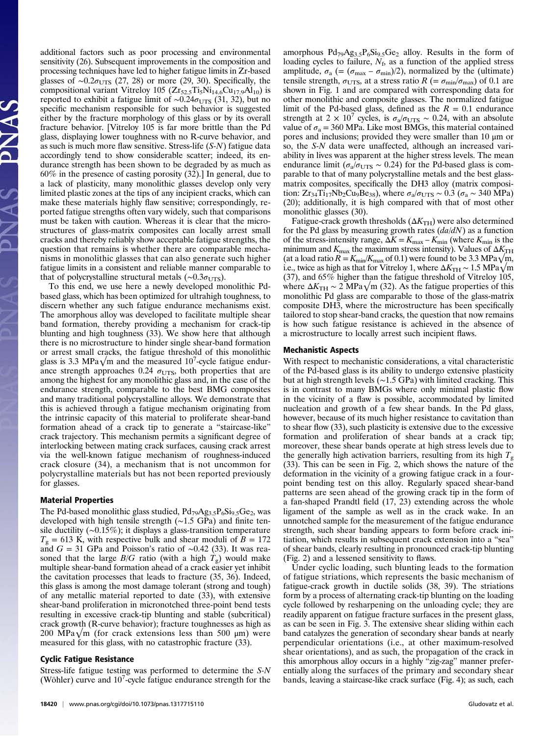additional factors such as poor processing and environmental sensitivity (26). Subsequent improvements in the composition and processing techniques have led to higher fatigue limits in Zr-based glasses of ∼$0.2\sigma_{UTS}$ (27, 28) or more (29, 30). Specifically, the compositional variant Vitreloy 105 ($Zr_{52.5}Ti_5Ni_{14.6}Cu_{17.9}Al_{10}$) is reported to exhibit a fatigue limit of ∼$0.24\sigma_{UTS}$ (31, 32), but no specific mechanism responsible for such behavior is suggested either by the fracture morphology of this glass or by its overall fracture behavior. [Vitreloy 105 is far more brittle than the Pd glass, displaying lower toughness with no R-curve behavior, and as such is much more flaw sensitive. Stress-life (*S-N*) fatigue data accordingly tend to show considerable scatter; indeed, its endurance strength has been shown to be degraded by as much as 60% in the presence of casting porosity (32).] In general, due to a lack of plasticity, many monolithic glasses develop only very limited plastic zones at the tips of any incipient cracks, which can make these materials highly flaw sensitive; correspondingly, reported fatigue strengths often vary widely, such that comparisons must be taken with caution. Whereas it is clear that the microstructures of glass-matrix composites can locally arrest small cracks and thereby reliably show acceptable fatigue strengths, the question that remains is whether there are comparable mechanisms in monolithic glasses that can also generate such higher fatigue limits in a consistent and reliable manner comparable to that of polycrystalline structural metals (∼$0.3\sigma_{UTS}$).

To this end, we use here a newly developed monolithic Pd-based glass, which has been optimized for ultrahigh toughness, to discern whether any such fatigue endurance mechanisms exist. The amorphous alloy was developed to facilitate multiple shear band formation, thereby providing a mechanism for crack-tip blunting and high toughness (33). We show here that although there is no microstructure to hinder single shear-band formation or arrest small cracks, the fatigue threshold of this monolithic glass is 3.3 $MPa\sqrt{m}$ and the measured $10^7$-cycle fatigue endurance strength approaches 0.24 $\sigma_{UTS}$, both properties that are among the highest for any monolithic glass and, in the case of the endurance strength, comparable to the best BMG composites and many traditional polycrystalline alloys. We demonstrate that this is achieved through a fatigue mechanism originating from the intrinsic capacity of this material to proliferate shear-band formation ahead of a crack tip to generate a "staircase-like" crack trajectory. This mechanism permits a significant degree of interlocking between mating crack surfaces, causing crack arrest via the well-known fatigue mechanism of roughness-induced crack closure (34), a mechanism that is not uncommon for polycrystalline materials but has not been reported previously for glasses.

## Material Properties

The Pd-based monolithic glass studied, $Pd_{79}Ag_{3.5}P_6Si_{9.5}Ge_2$, was developed with high tensile strength (∼1.5 GPa) and finite tensile ductility (∼0.15%); it displays a glass-transition temperature $T_g$ = 613 K, with respective bulk and shear moduli of $B$ = 172 and $G$ = 31 GPa and Poisson's ratio of ∼0.42 (33). It was reasoned that the large $B/G$ ratio (with a high $T_g$) would make multiple shear-band formation ahead of a crack easier yet inhibit the cavitation processes that leads to fracture (35, 36). Indeed, this glass is among the most damage tolerant (strong and tough) of any metallic material reported to date (33), with extensive shear-band proliferation in micronotched three-point bend tests resulting in excessive crack-tip blunting and stable (subcritical) crack growth (R-curve behavior); fracture toughnesses as high as 200 $MPa\sqrt{m}$ (for crack extensions less than 500 μm) were measured for this glass, with no catastrophic fracture (33).

## Cyclic Fatigue Resistance

Stress-life fatigue testing was performed to determine the *S-N* (Wöhler) curve and $10^7$-cycle fatigue endurance strength for the amorphous $Pd_{79}Ag_{3.5}P_6Si_{9.5}Ge_2$ alloy. Results in the form of loading cycles to failure, $N_f$, as a function of the applied stress amplitude, $\sigma_a$ (= $(\sigma_{max} - \sigma_{min})/2$), normalized by the (ultimate) tensile strength, $\sigma_{UTS}$, at a stress ratio $R$ (= $\sigma_{min}/\sigma_{max}$) of 0.1 are shown in Fig. 1 and are compared with corresponding data for other monolithic and composite glasses. The normalized fatigue limit of the Pd-based glass, defined as the $R$ = 0.1 endurance strength at $2 \times 10^7$ cycles, is $\sigma_a/\sigma_{UTS}$ ∼ 0.24, with an absolute value of $\sigma_a$ = 360 MPa. Like most BMGs, this material contained pores and inclusions; provided they were smaller than 10 μm or so, the *S-N* data were unaffected, although an increased variability in lives was apparent at the higher stress levels. The mean endurance limit ($\sigma_a/\sigma_{UTS}$ ∼ 0.24) for the Pd-based glass is comparable to that of many polycrystalline metals and the best glass-matrix composites, specifically the DH3 alloy (matrix composition: $Zr_{34}Ti_{17}Nb_2Cu_9Be_{38}$), where $\sigma_a/\sigma_{UTS}$ ∼ 0.3 ($\sigma_a$ ∼ 340 MPa) (20); additionally, it is high compared with that of most other monolithic glasses (30).

Fatigue-crack growth thresholds ($\Delta K_{TH}$) were also determined for the Pd glass by measuring growth rates ($da/dN$) as a function of the stress-intensity range, $\Delta K = K_{max} - K_{min}$ (where $K_{min}$ is the minimum and $K_{max}$ the maximum stress intensity). Values of $\Delta K_{TH}$ (at a load ratio $R = K_{min}/K_{max}$ of 0.1) were found to be 3.3 $MPa\sqrt{m}$, i.e., twice as high as that for Vitreloy 1, where $\Delta K_{TH}$ ∼ 1.5 $MPa\sqrt{m}$ (37), and 65% higher than the fatigue threshold of Vitreloy 105, where $\Delta K_{TH}$ ∼ 2 $MPa\sqrt{m}$ (32). As the fatigue properties of this monolithic Pd glass are comparable to those of the glass-matrix composite DH3, where the microstructure has been specifically tailored to stop shear-band cracks, the question that now remains is how such fatigue resistance is achieved in the absence of a microstructure to locally arrest such incipient flaws.

## Mechanistic Aspects

With respect to mechanistic considerations, a vital characteristic of the Pd-based glass is its ability to undergo extensive plasticity but at high strength levels (∼1.5 GPa) with limited cracking. This is in contrast to many BMGs where only minimal plastic flow in the vicinity of a flaw is possible, accommodated by limited nucleation and growth of a few shear bands. In the Pd glass, however, because of its much higher resistance to cavitation than to shear flow (33), such plasticity is extensive due to the excessive formation and proliferation of shear bands at a crack tip; moreover, these shear bands operate at high stress levels due to the generally high activation barriers, resulting from its high $T_g$ (33). This can be seen in Fig. 2, which shows the nature of the deformation in the vicinity of a growing fatigue crack in a four-point bending test on this alloy. Regularly spaced shear-band patterns are seen ahead of the growing crack tip in the form of a fan-shaped Prandtl field (17, 23) extending across the whole ligament of the sample as well as in the crack wake. In an unnotched sample for the measurement of the fatigue endurance strength, such shear banding appears to form before crack initiation, which results in subsequent crack extension into a "sea" of shear bands, clearly resulting in pronounced crack-tip blunting (Fig. 2) and a lessened sensitivity to flaws.

Under cyclic loading, such blunting leads to the formation of fatigue striations, which represents the basic mechanism of fatigue-crack growth in ductile solids (38, 39). The striations form by a process of alternating crack-tip blunting on the loading cycle followed by resharpening on the unloading cycle; they are readily apparent on fatigue fracture surfaces in the present glass, as can be seen in Fig. 3. The extensive shear sliding within each band catalyzes the generation of secondary shear bands at nearly perpendicular orientations (i.e., at other maximum-resolved shear orientations), and as such, the propagation of the crack in this amorphous alloy occurs in a highly "zig-zag" manner preferentially along the surfaces of the primary and secondary shear bands, leaving a staircase-like crack surface (Fig. 4); as such, each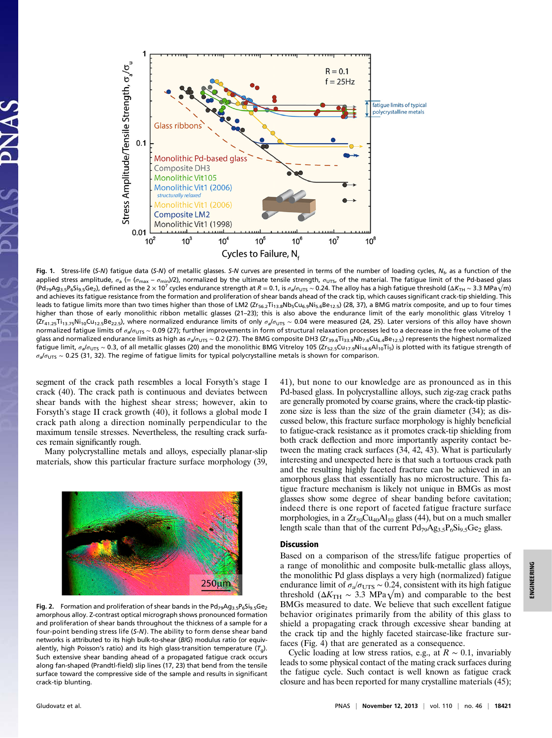**Fig. 1.** Stress-life (*S-N*) fatigue data (*S-N*) of metallic glasses. *S-N* curves are presented in terms of the number of loading cycles, $N_f$, as a function of the applied stress amplitude, $\sigma_a$ (= $(\sigma_{max} - \sigma_{min})/2$), normalized by the ultimate tensile strength, $\sigma_{UTS}$, of the material. The fatigue limit of the Pd-based glass ($Pd_{79}Ag_{3.5}P_6Si_{9.5}Ge_2$), defined as the $2 \times 10^7$ cycles endurance strength at $R = 0.1$, is $\sigma_a/\sigma_{UTS} \sim 0.24$. The alloy has a high fatigue threshold ($\Delta K_{TH} \sim 3.3$ MPa$\sqrt{m}$) and achieves its fatigue resistance from the formation and proliferation of shear bands ahead of the crack tip, which causes significant crack-tip shielding. This leads to fatigue limits more than two times higher than those of LM2 ($Zr_{56.2}Ti_{13.8}Nb_5Cu_{6.9}Ni_{5.6}Be_{12.5}$) (28, 37), a BMG matrix composite, and up to four times higher than those of early monolithic ribbon metallic glasses (21–23); this is also above the endurance limit of the early monolithic glass Vitreloy 1 ($Zr_{41.25}Ti_{13.75}Ni_{10}Cu_{12.5}Be_{22.5}$), where normalized endurance limits of only $\sigma_a/\sigma_{UTS} \sim 0.04$ were measured (24, 25). Later versions of this alloy have shown normalized fatigue limits of $\sigma_a/\sigma_{UTS} \sim 0.09$ (27); further improvements in form of structural relaxation processes led to a decrease in the free volume of the glass and normalized endurance limits as high as $\sigma_a/\sigma_{UTS} \sim 0.2$ (27). The BMG composite DH3 ($Zr_{39.6}Ti_{33.9}Nb_{7.6}Cu_{6.4}Be_{12.5}$) represents the highest normalized fatigue limit, $\sigma_a/\sigma_{UTS} \sim 0.3$, of all metallic glasses (20) and the monolithic BMG Vitreloy 105 ($Zr_{52.5}Cu_{17.9}Ni_{14.6}Al_{10}Ti_5$) is plotted with its fatigue strength of $\sigma_a/\sigma_{UTS} \sim 0.25$ (31, 32). The regime of fatigue limits for typical polycrystalline metals is shown for comparison.

segment of the crack path resembles a local Forsyth's stage I crack (40). The crack path is continuous and deviates between shear bands with the highest shear stress; however, akin to Forsyth's stage II crack growth (40), it follows a global mode I crack path along a direction nominally perpendicular to the maximum tensile stresses. Nevertheless, the resulting crack surfaces remain significantly rough.

Many polycrystalline metals and alloys, especially planar-slip materials, show this particular fracture surface morphology (39, 41), but none to our knowledge are as pronounced as in this Pd-based glass. In polycrystalline alloys, such zig-zag crack paths are generally promoted by coarse grains, where the crack-tip plastic-zone size is less than the size of the grain diameter (34); as discussed below, this fracture surface morphology is highly beneficial to fatigue-crack resistance as it promotes crack-tip shielding from both crack deflection and more importantly asperity contact between the mating crack surfaces (34, 42, 43). What is particularly interesting and unexpected here is that such a tortuous crack path and the resulting highly faceted fracture can be achieved in an amorphous glass that essentially has no microstructure. This fatigue fracture mechanism is likely not unique in BMGs as most glasses show some degree of shear banding before cavitation; indeed there is one report of faceted fatigue fracture surface morphologies, in a $Zr_{50}Cu_{40}Al_{10}$ glass (44), but on a much smaller length scale than that of the current $Pd_{79}Ag_{3.5}P_6Si_{9.5}Ge_2$ glass.

**Fig. 2.** Formation and proliferation of shear bands in the $Pd_{79}Ag_{3.5}P_6Si_{9.5}Ge_2$ amorphous alloy. Z-contrast optical micrograph shows pronounced formation and proliferation of shear bands throughout the thickness of a sample for a four-point bending stress life (*S-N*). The ability to form dense shear band networks is attributed to its high bulk-to-shear (*B/G*) modulus ratio (or equivalently, high Poisson's ratio) and its high glass-transition temperature ($T_g$). Such extensive shear banding ahead of a propagated fatigue crack occurs along fan-shaped (Prandtl-field) slip lines (17, 23) that bend from the tensile surface toward the compressive side of the sample and results in significant crack-tip blunting.

## Discussion

Based on a comparison of the stress/life fatigue properties of a range of monolithic and composite bulk-metallic glass alloys, the monolithic Pd glass displays a very high (normalized) fatigue endurance limit of $\sigma_a/\sigma_{UTS} \sim 0.24$, consistent with its high fatigue threshold ($\Delta K_{TH} \sim 3.3$ MPa$\sqrt{m}$) and comparable to the best BMGs measured to date. We believe that such excellent fatigue behavior originates primarily from the ability of this glass to shield a propagating crack through excessive shear banding at the crack tip and the highly faceted staircase-like fracture surfaces (Fig. 4) that are generated as a consequence.

Cyclic loading at low stress ratios, e.g., at $R \sim 0.1$, invariably leads to some physical contact of the mating crack surfaces during the fatigue cycle. Such contact is well known as fatigue crack closure and has been reported for many crystalline materials (45);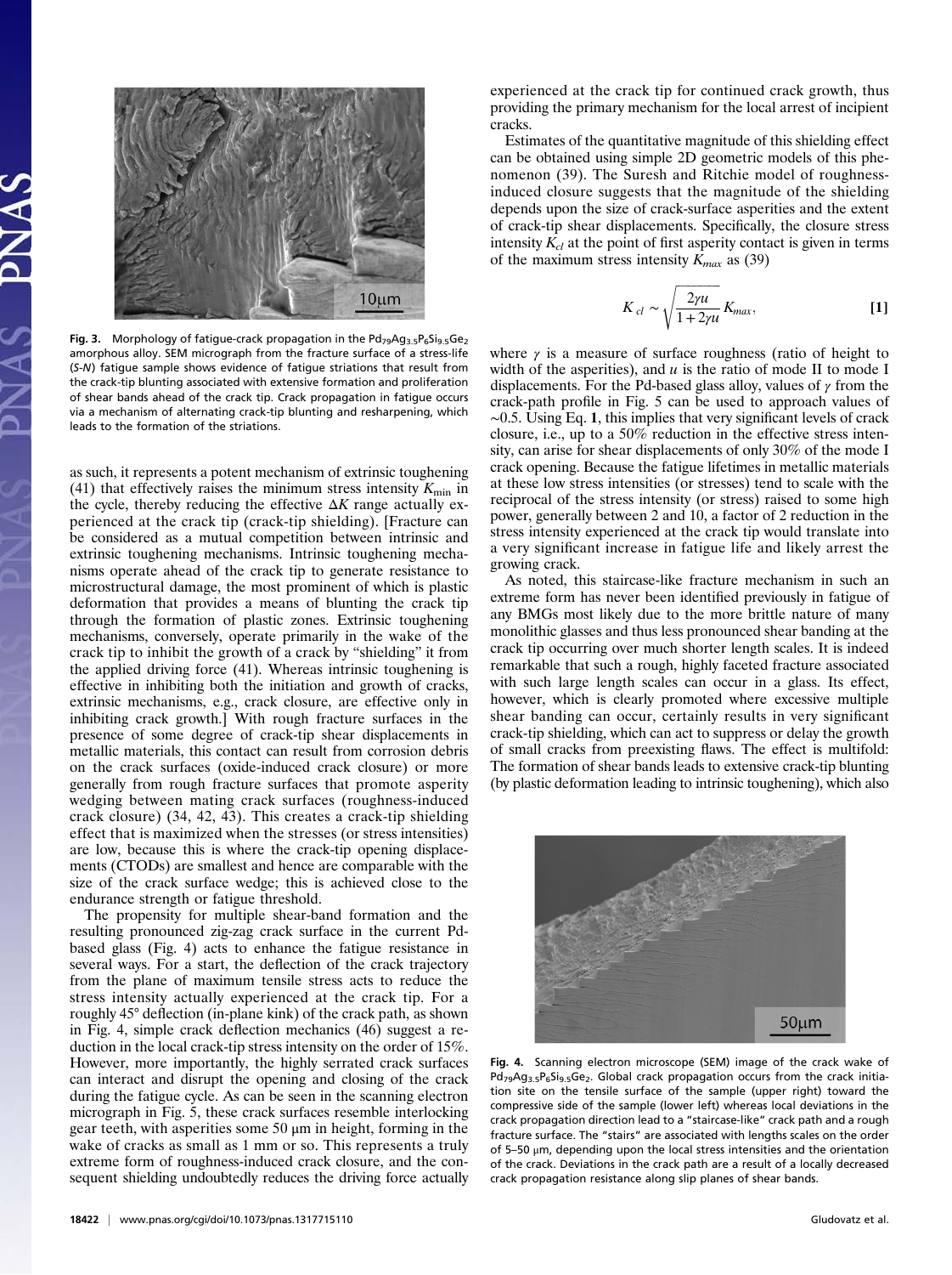**Fig. 3.** Morphology of fatigue-crack propagation in the $Pd_{79}Ag_{3.5}P_6Si_{9.5}Ge_2$ amorphous alloy. SEM micrograph from the fracture surface of a stress-life (*S-N*) fatigue sample shows evidence of fatigue striations that result from the crack-tip blunting associated with extensive formation and proliferation of shear bands ahead of the crack tip. Crack propagation in fatigue occurs via a mechanism of alternating crack-tip blunting and resharpening, which leads to the formation of the striations.

as such, it represents a potent mechanism of extrinsic toughening (41) that effectively raises the minimum stress intensity $K_{min}$ in the cycle, thereby reducing the effective $\Delta K$ range actually experienced at the crack tip (crack-tip shielding). [Fracture can be considered as a mutual competition between intrinsic and extrinsic toughening mechanisms. Intrinsic toughening mechanisms operate ahead of the crack tip to generate resistance to microstructural damage, the most prominent of which is plastic deformation that provides a means of blunting the crack tip through the formation of plastic zones. Extrinsic toughening mechanisms, conversely, operate primarily in the wake of the crack tip to inhibit the growth of a crack by "shielding" it from the applied driving force (41). Whereas intrinsic toughening is effective in inhibiting both the initiation and growth of cracks, extrinsic mechanisms, e.g., crack closure, are effective only in inhibiting crack growth.] With rough fracture surfaces in the presence of some degree of crack-tip shear displacements in metallic materials, this contact can result from corrosion debris on the crack surfaces (oxide-induced crack closure) or more generally from rough fracture surfaces that promote asperity wedging between mating crack surfaces (roughness-induced crack closure) (34, 42, 43). This creates a crack-tip shielding effect that is maximized when the stresses (or stress intensities) are low, because this is where the crack-tip opening displacements (CTODs) are smallest and hence are comparable with the size of the crack surface wedge; this is achieved close to the endurance strength or fatigue threshold.

The propensity for multiple shear-band formation and the resulting pronounced zig-zag crack surface in the current Pd-based glass (Fig. 4) acts to enhance the fatigue resistance in several ways. For a start, the deflection of the crack trajectory from the plane of maximum tensile stress acts to reduce the stress intensity actually experienced at the crack tip. For a roughly 45° deflection (in-plane kink) of the crack path, as shown in Fig. 4, simple crack deflection mechanics (46) suggest a reduction in the local crack-tip stress intensity on the order of 15%. However, more importantly, the highly serrated crack surfaces can interact and disrupt the opening and closing of the crack during the fatigue cycle. As can be seen in the scanning electron micrograph in Fig. 5, these crack surfaces resemble interlocking gear teeth, with asperities some 50 μm in height, forming in the wake of cracks as small as 1 mm or so. This represents a truly extreme form of roughness-induced crack closure, and the consequent shielding undoubtedly reduces the driving force actually experienced at the crack tip for continued crack growth, thus providing the primary mechanism for the local arrest of incipient cracks.

Estimates of the quantitative magnitude of this shielding effect can be obtained using simple 2D geometric models of this phenomenon (39). The Suresh and Ritchie model of roughness-induced closure suggests that the magnitude of the shielding depends upon the size of crack-surface asperities and the extent of crack-tip shear displacements. Specifically, the closure stress intensity $K_{cl}$ at the point of first asperity contact is given in terms of the maximum stress intensity $K_{max}$ as (39)

$$K_{cl} \sim \sqrt{\frac{2\gamma u}{1+2\gamma u}}\, K_{max}, \qquad [1]$$

where $\gamma$ is a measure of surface roughness (ratio of height to width of the asperities), and $u$ is the ratio of mode II to mode I displacements. For the Pd-based glass alloy, values of $\gamma$ from the crack-path profile in Fig. 5 can be used to approach values of ~0.5. Using Eq. **1**, this implies that very significant levels of crack closure, i.e., up to a 50% reduction in the effective stress intensity, can arise for shear displacements of only 30% of the mode I crack opening. Because the fatigue lifetimes in metallic materials at these low stress intensities (or stresses) tend to scale with the reciprocal of the stress intensity (or stress) raised to some high power, generally between 2 and 10, a factor of 2 reduction in the stress intensity experienced at the crack tip would translate into a very significant increase in fatigue life and likely arrest the growing crack.

As noted, this staircase-like fracture mechanism in such an extreme form has never been identified previously in fatigue of any BMGs most likely due to the more brittle nature of many monolithic glasses and thus less pronounced shear banding at the crack tip occurring over much shorter length scales. It is indeed remarkable that such a rough, highly faceted fracture associated with such large length scales can occur in a glass. Its effect, however, which is clearly promoted where excessive multiple shear banding can occur, certainly results in very significant crack-tip shielding, which can act to suppress or delay the growth of small cracks from preexisting flaws. The effect is multifold: The formation of shear bands leads to extensive crack-tip blunting (by plastic deformation leading to intrinsic toughening), which also

**Fig. 4.** Scanning electron microscope (SEM) image of the crack wake of $Pd_{79}Ag_{3.5}P_6Si_{9.5}Ge_2$. Global crack propagation occurs from the crack initiation site on the tensile surface of the sample (upper right) toward the compressive side of the sample (lower left) whereas local deviations in the crack propagation direction lead to a "staircase-like" crack path and a rough fracture surface. The "stairs" are associated with lengths scales on the order of 5–50 μm, depending upon the local stress intensities and the orientation of the crack. Deviations in the crack path are a result of a locally decreased crack propagation resistance along slip planes of shear bands.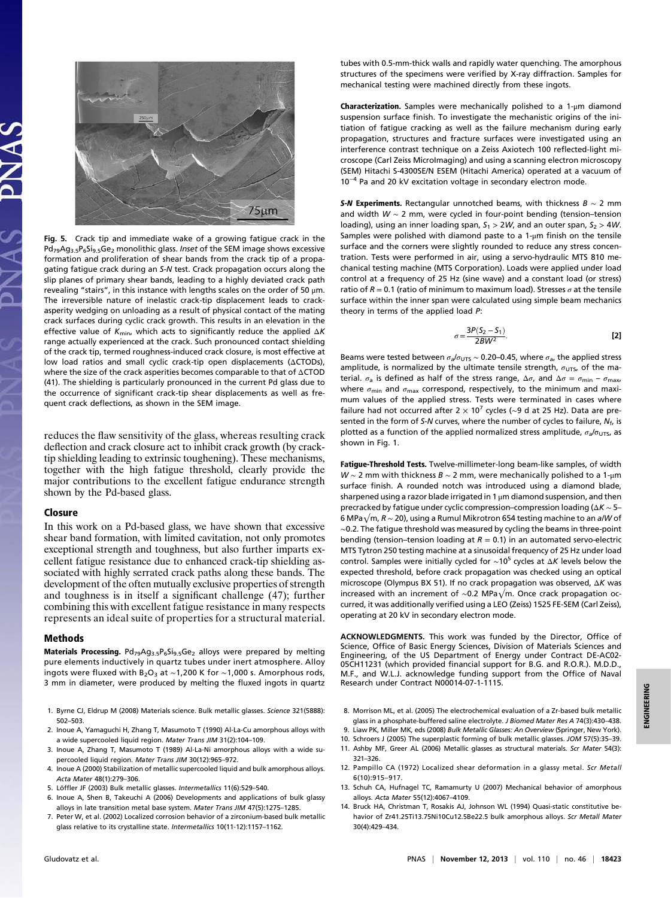**Fig. 5.** Crack tip and immediate wake of a growing fatigue crack in the $Pd_{79}Ag_{3.5}P_6Si_{9.5}Ge_2$ monolithic glass. *Inset* of the SEM image shows excessive formation and proliferation of shear bands from the crack tip of a propagating fatigue crack during an *S-N* test. Crack propagation occurs along the slip planes of primary shear bands, leading to a highly deviated crack path revealing "stairs", in this instance with lengths scales on the order of 50 μm. The irreversible nature of inelastic crack-tip displacement leads to crack-asperity wedging on unloading as a result of physical contact of the mating crack surfaces during cyclic crack growth. This results in an elevation in the effective value of $K_{min}$, which acts to significantly reduce the applied $\Delta K$ range actually experienced at the crack. Such pronounced contact shielding of the crack tip, termed roughness-induced crack closure, is most effective at low load ratios and small cyclic crack-tip open displacements (ΔCTODs), where the size of the crack asperities becomes comparable to that of ΔCTOD (41). The shielding is particularly pronounced in the current Pd glass due to the occurrence of significant crack-tip shear displacements as well as frequent crack deflections, as shown in the SEM image.

reduces the flaw sensitivity of the glass, whereas resulting crack deflection and crack closure act to inhibit crack growth (by crack-tip shielding leading to extrinsic toughening). These mechanisms, together with the high fatigue threshold, clearly provide the major contributions to the excellent fatigue endurance strength shown by the Pd-based glass.

## Closure

In this work on a Pd-based glass, we have shown that excessive shear band formation, with limited cavitation, not only promotes exceptional strength and toughness, but also further imparts excellent fatigue resistance due to enhanced crack-tip shielding associated with highly serrated crack paths along these bands. The development of the often mutually exclusive properties of strength and toughness is in itself a significant challenge (47); further combining this with excellent fatigue resistance in many respects represents an ideal suite of properties for a structural material.

## Methods

**Materials Processing.** $Pd_{79}Ag_{3.5}P_6Si_{9.5}Ge_2$ alloys were prepared by melting pure elements inductively in quartz tubes under inert atmosphere. Alloy ingots were fluxed with $B_2O_3$ at ~1,200 K for ~1,000 s. Amorphous rods, 3 mm in diameter, were produced by melting the fluxed ingots in quartz tubes with 0.5-mm-thick walls and rapidly water quenching. The amorphous structures of the specimens were verified by X-ray diffraction. Samples for mechanical testing were machined directly from these ingots.

**Characterization.** Samples were mechanically polished to a 1-μm diamond suspension surface finish. To investigate the mechanistic origins of the initiation of fatigue cracking as well as the failure mechanism during early propagation, structures and fracture surfaces were investigated using an interference contrast technique on a Zeiss Axiotech 100 reflected-light microscope (Carl Zeiss MicroImaging) and using a scanning electron microscopy (SEM) Hitachi S-4300SE/N ESEM (Hitachi America) operated at a vacuum of $10^{-4}$ Pa and 20 kV excitation voltage in secondary electron mode.

***S-N* Experiments.** Rectangular unnotched beams, with thickness $B \sim 2$ mm and width $W \sim 2$ mm, were cycled in four-point bending (tension–tension loading), using an inner loading span, $S_1 > 2W$, and an outer span, $S_2 > 4W$. Samples were polished with diamond paste to a 1-μm finish on the tensile surface and the corners were slightly rounded to reduce any stress concentration. Tests were performed in air, using a servo-hydraulic MTS 810 mechanical testing machine (MTS Corporation). Loads were applied under load control at a frequency of 25 Hz (sine wave) and a constant load (or stress) ratio of $R = 0.1$ (ratio of minimum to maximum load). Stresses $\sigma$ at the tensile surface within the inner span were calculated using simple beam mechanics theory in terms of the applied load $P$:

$$\sigma = \frac{3P(S_2 - S_1)}{2BW^2}. \quad [2]$$

Beams were tested between $\sigma_a/\sigma_{UTS} \sim 0.20$–$0.45$, where $\sigma_a$, the applied stress amplitude, is normalized by the ultimate tensile strength, $\sigma_{UTS}$, of the material. $\sigma_a$ is defined as half of the stress range, $\Delta\sigma$, and $\Delta\sigma = \sigma_{min} - \sigma_{max}$, where $\sigma_{min}$ and $\sigma_{max}$ correspond, respectively, to the minimum and maximum values of the applied stress. Tests were terminated in cases where failure had not occurred after $2 \times 10^7$ cycles (~9 d at 25 Hz). Data are presented in the form of *S-N* curves, where the number of cycles to failure, $N_f$, is plotted as a function of the applied normalized stress amplitude, $\sigma_a/\sigma_{UTS}$, as shown in Fig. 1.

**Fatigue-Threshold Tests.** Twelve-millimeter-long beam-like samples, of width $W \sim 2$ mm with thickness $B \sim 2$ mm, were mechanically polished to a 1-μm surface finish. A rounded notch was introduced using a diamond blade, sharpened using a razor blade irrigated in 1 μm diamond suspension, and then precracked by fatigue under cyclic compression–compression loading ($\Delta K \sim 5$–$6$ MPa$\sqrt{m}$, $R \sim 20$), using a Rumul Mikrotron 654 testing machine to an $a/W$ of ~0.2. The fatigue threshold was measured by cycling the beams in three-point bending (tension–tension loading at $R = 0.1$) in an automated servo-electric MTS Tytron 250 testing machine at a sinusoidal frequency of 25 Hz under load control. Samples were initially cycled for ~$10^5$ cycles at $\Delta K$ levels below the expected threshold, before crack propagation was checked using an optical microscope (Olympus BX 51). If no crack propagation was observed, $\Delta K$ was increased with an increment of ~0.2 MPa$\sqrt{m}$. Once crack propagation occurred, it was additionally verified using a LEO (Zeiss) 1525 FE-SEM (Carl Zeiss), operating at 20 kV in secondary electron mode.

**ACKNOWLEDGMENTS.** This work was funded by the Director, Office of Science, Office of Basic Energy Sciences, Division of Materials Sciences and Engineering, of the US Department of Energy under Contract DE-AC02-05CH11231 (which provided financial support for B.G. and R.O.R.). M.D.D., M.F., and W.L.J. acknowledge funding support from the Office of Naval Research under Contract N00014-07-1-1115.

1. Byrne CJ, Eldrup M (2008) Materials science. Bulk metallic glasses. *Science* 321(5888): 502–503.
2. Inoue A, Yamaguchi H, Zhang T, Masumoto T (1990) Al-La-Cu amorphous alloys with a wide supercooled liquid region. *Mater Trans JIM* 31(2):104–109.
3. Inoue A, Zhang T, Masumoto T (1989) Al-La-Ni amorphous alloys with a wide supercooled liquid region. *Mater Trans JIM* 30(12):965–972.
4. Inoue A (2000) Stabilization of metallic supercooled liquid and bulk amorphous alloys. *Acta Mater* 48(1):279–306.
5. Löffler JF (2003) Bulk metallic glasses. *Intermetallics* 11(6):529–540.
6. Inoue A, Shen B, Takeuchi A (2006) Developments and applications of bulk glassy alloys in late transition metal base system. *Mater Trans JIM* 47(5):1275–1285.
7. Peter W, et al. (2002) Localized corrosion behavior of a zirconium-based bulk metallic glass relative to its crystalline state. *Intermetallics* 10(11-12):1157–1162.
8. Morrison ML, et al. (2005) The electrochemical evaluation of a Zr-based bulk metallic glass in a phosphate-buffered saline electrolyte. *J Biomed Mater Res A* 74(3):430–438.
9. Liaw PK, Miller MK, eds (2008) *Bulk Metallic Glasses: An Overview* (Springer, New York).
10. Schroers J (2005) The superplastic forming of bulk metallic glasses. *JOM* 57(5):35–39.
11. Ashby MF, Greer AL (2006) Metallic glasses as structural materials. *Scr Mater* 54(3): 321–326.
12. Pampillo CA (1972) Localized shear deformation in a glassy metal. *Scr Metall* 6(10):915–917.
13. Schuh CA, Hufnagel TC, Ramamurty U (2007) Mechanical behavior of amorphous alloys. *Acta Mater* 55(12):4067–4109.
14. Bruck HA, Christman T, Rosakis AJ, Johnson WL (1994) Quasi-static constitutive behavior of Zr41.25Ti13.75Ni10Cu12.5Be22.5 bulk amorphous alloys. *Scr Metall Mater* 30(4):429–434.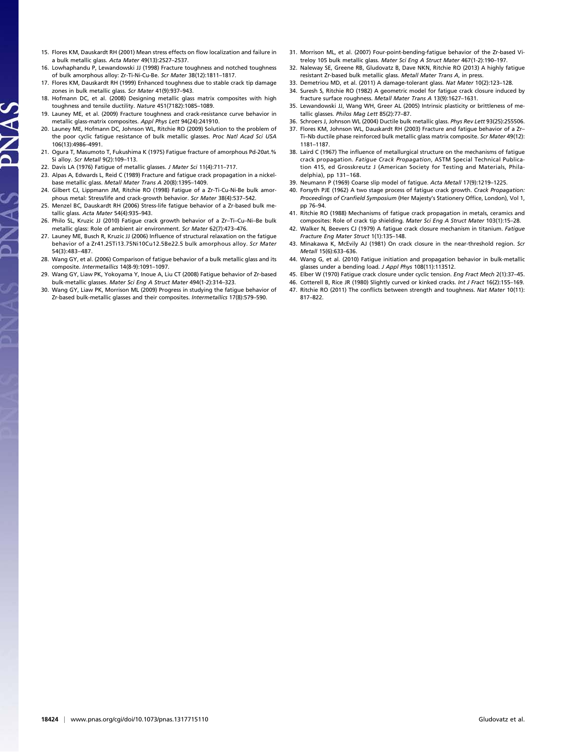15. Flores KM, Dauskardt RH (2001) Mean stress effects on flow localization and failure in a bulk metallic glass. *Acta Mater* 49(13):2527–2537.
16. Lowhaphandu P, Lewandowski JJ (1998) Fracture toughness and notched toughness of bulk amorphous alloy: Zr-Ti-Ni-Cu-Be. *Scr Mater* 38(12):1811–1817.
17. Flores KM, Dauskardt RH (1999) Enhanced toughness due to stable crack tip damage zones in bulk metallic glass. *Scr Mater* 41(9):937–943.
18. Hofmann DC, et al. (2008) Designing metallic glass matrix composites with high toughness and tensile ductility. *Nature* 451(7182):1085–1089.
19. Launey ME, et al. (2009) Fracture toughness and crack-resistance curve behavior in metallic glass-matrix composites. *Appl Phys Lett* 94(24):241910.
20. Launey ME, Hofmann DC, Johnson WL, Ritchie RO (2009) Solution to the problem of the poor cyclic fatigue resistance of bulk metallic glasses. *Proc Natl Acad Sci USA* 106(13):4986–4991.
21. Ogura T, Masumoto T, Fukushima K (1975) Fatigue fracture of amorphous Pd-20at.% Si alloy. *Scr Metall* 9(2):109–113.
22. Davis LA (1976) Fatigue of metallic glasses. *J Mater Sci* 11(4):711–717.
23. Alpas A, Edwards L, Reid C (1989) Fracture and fatigue crack propagation in a nickel-base metallic glass. *Metall Mater Trans A* 20(8):1395–1409.
24. Gilbert CJ, Lippmann JM, Ritchie RO (1998) Fatigue of a Zr-Ti-Cu-Ni-Be bulk amorphous metal: Stress/life and crack-growth behavior. *Scr Mater* 38(4):537–542.
25. Menzel BC, Dauskardt RH (2006) Stress-life fatigue behavior of a Zr-based bulk metallic glass. *Acta Mater* 54(4):935–943.
26. Philo SL, Kruzic JJ (2010) Fatigue crack growth behavior of a Zr–Ti–Cu–Ni–Be bulk metallic glass: Role of ambient air environment. *Scr Mater* 62(7):473–476.
27. Launey ME, Busch R, Kruzic JJ (2006) Influence of structural relaxation on the fatigue behavior of a $Zr_{41.25}Ti_{13.75}Ni_{10}Cu_{12.5}Be_{22.5}$ bulk amorphous alloy. *Scr Mater* 54(3):483–487.
28. Wang GY, et al. (2006) Comparison of fatigue behavior of a bulk metallic glass and its composite. *Intermetallics* 14(8-9):1091–1097.
29. Wang GY, Liaw PK, Yokoyama Y, Inoue A, Liu CT (2008) Fatigue behavior of Zr-based bulk-metallic glasses. *Mater Sci Eng A Struct Mater* 494(1-2):314–323.
30. Wang GY, Liaw PK, Morrison ML (2009) Progress in studying the fatigue behavior of Zr-based bulk-metallic glasses and their composites. *Intermetallics* 17(8):579–590.
31. Morrison ML, et al. (2007) Four-point-bending-fatigue behavior of the Zr-based Vitreloy 105 bulk metallic glass. *Mater Sci Eng A Struct Mater* 467(1-2):190–197.
32. Naleway SE, Greene RB, Gludovatz B, Dave NKN, Ritchie RO (2013) A highly fatigue resistant Zr-based bulk metallic glass. *Metall Mater Trans A*, in press.
33. Demetriou MD, et al. (2011) A damage-tolerant glass. *Nat Mater* 10(2):123–128.
34. Suresh S, Ritchie RO (1982) A geometric model for fatigue crack closure induced by fracture surface roughness. *Metall Mater Trans A* 13(9):1627–1631.
35. Lewandowski JJ, Wang WH, Greer AL (2005) Intrinsic plasticity or brittleness of metallic glasses. *Philos Mag Lett* 85(2):77–87.
36. Schroers J, Johnson WL (2004) Ductile bulk metallic glass. *Phys Rev Lett* 93(25):255506.
37. Flores KM, Johnson WL, Dauskardt RH (2003) Fracture and fatigue behavior of a Zr–Ti–Nb ductile phase reinforced bulk metallic glass matrix composite. *Scr Mater* 49(12): 1181–1187.
38. Laird C (1967) The influence of metallurgical structure on the mechanisms of fatigue crack propagation. *Fatigue Crack Propagation*, ASTM Special Technical Publication 415, ed Grosskreutz J (American Society for Testing and Materials, Philadelphia), pp 131–168.
39. Neumann P (1969) Coarse slip model of fatigue. *Acta Metall* 17(9):1219–1225.
40. Forsyth PJE (1962) A two stage process of fatigue crack growth. *Crack Propagation: Proceedings of Cranfield Symposium* (Her Majesty's Stationery Office, London), Vol 1, pp 76–94.
41. Ritchie RO (1988) Mechanisms of fatigue crack propagation in metals, ceramics and composites: Role of crack tip shielding. *Mater Sci Eng A Struct Mater* 103(1):15–28.
42. Walker N, Beevers CJ (1979) A fatigue crack closure mechanism in titanium. *Fatigue Fracture Eng Mater Struct* 1(1):135–148.
43. Minakawa K, McEvily AJ (1981) On crack closure in the near-threshold region. *Scr Metall* 15(6):633–636.
44. Wang G, et al. (2010) Fatigue initiation and propagation behavior in bulk-metallic glasses under a bending load. *J Appl Phys* 108(11):113512.
45. Elber W (1970) Fatigue crack closure under cyclic tension. *Eng Fract Mech* 2(1):37–45.
46. Cotterell B, Rice JR (1980) Slightly curved or kinked cracks. *Int J Fract* 16(2):155–169.
47. Ritchie RO (2011) The conflicts between strength and toughness. *Nat Mater* 10(11): 817–822.